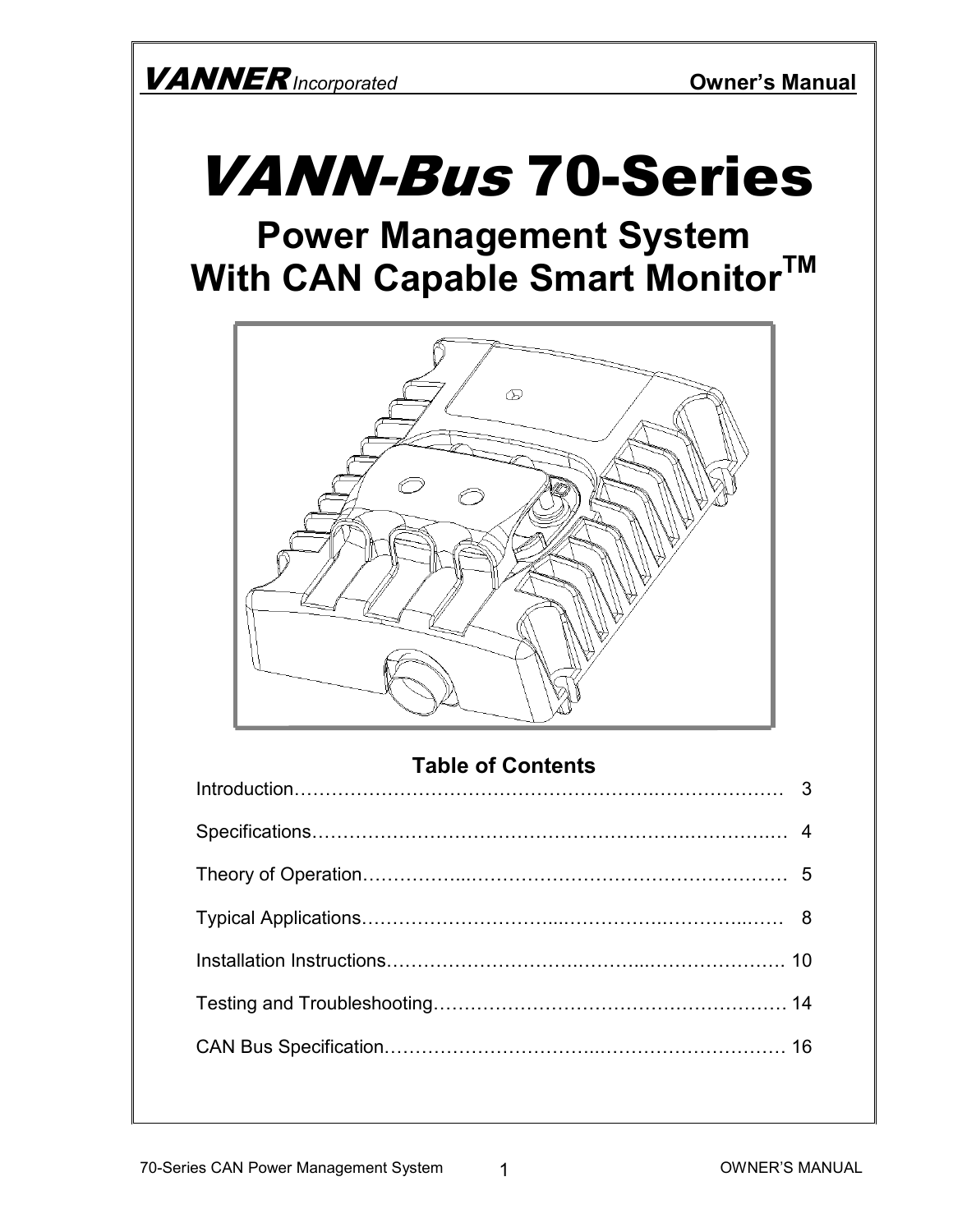**VANNER** *Incorporated* **Owner's Manual**

# *VANN-Bus* 70-Series

## Power Management System With CAN Capable Smart Monitor™

### Table of Contents

| | |
|---|---|
| Introduction | 3 |
| Specifications | 4 |
| Theory of Operation | 5 |
| Typical Applications | 8 |
| Installation Instructions | 10 |
| Testing and Troubleshooting | 14 |
| CAN Bus Specification | 16 |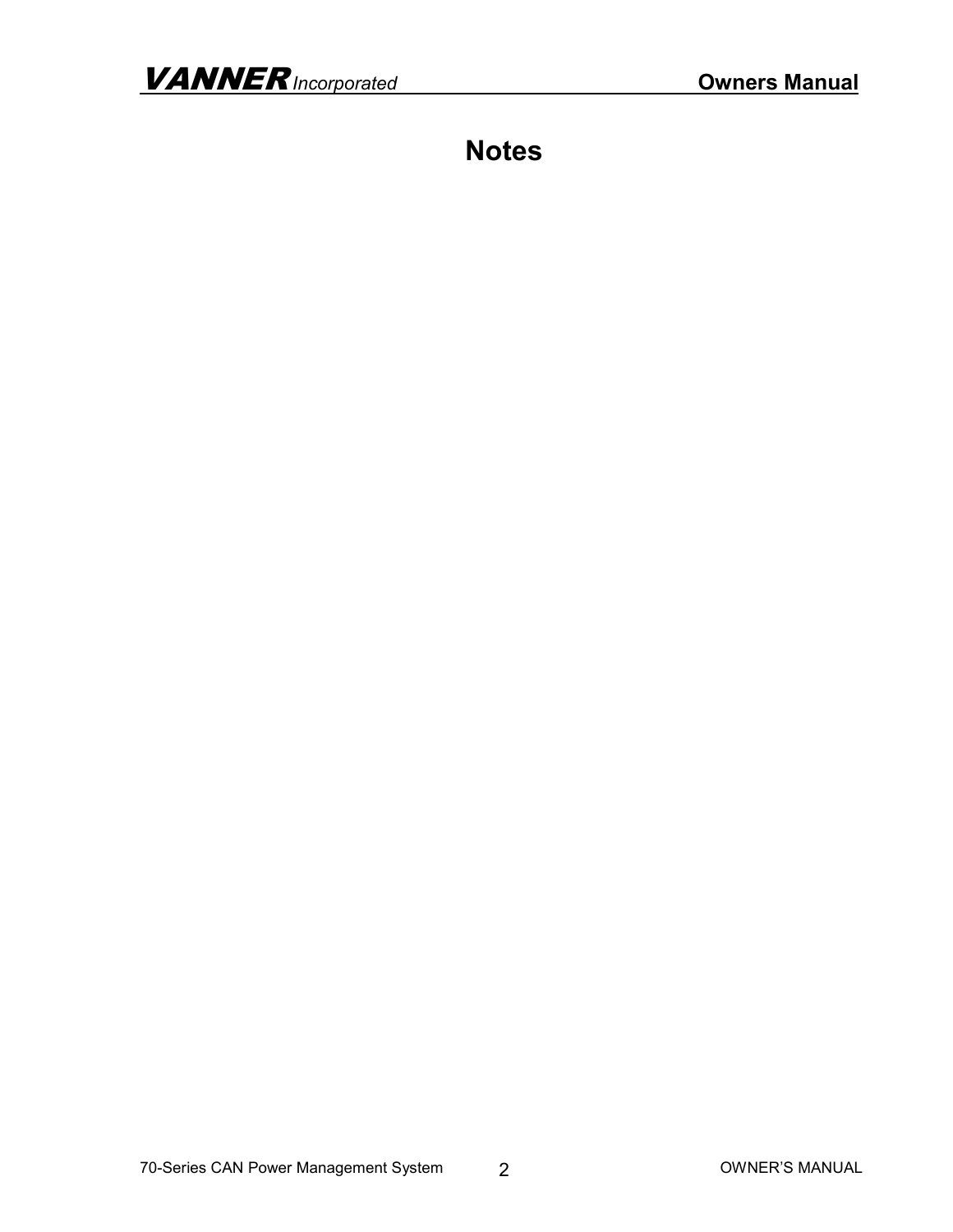# Notes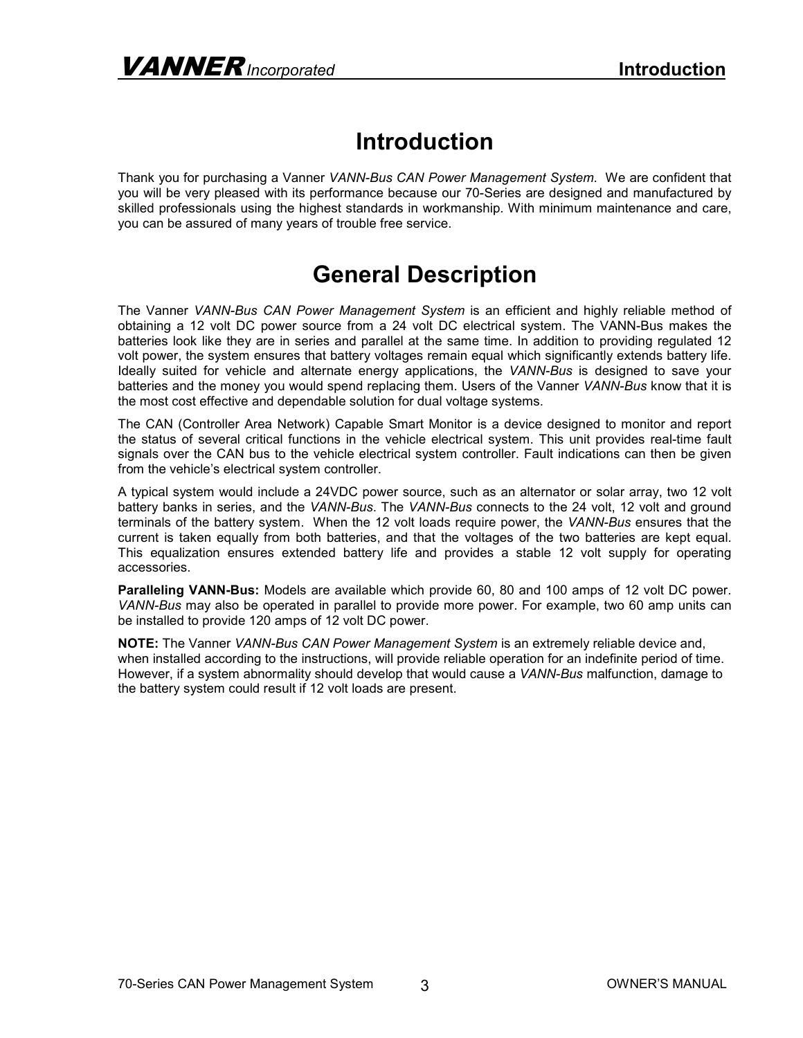# Introduction

Thank you for purchasing a Vanner *VANN-Bus CAN Power Management System*. We are confident that you will be very pleased with its performance because our 70-Series are designed and manufactured by skilled professionals using the highest standards in workmanship. With minimum maintenance and care, you can be assured of many years of trouble free service.

# General Description

The Vanner *VANN-Bus CAN Power Management System* is an efficient and highly reliable method of obtaining a 12 volt DC power source from a 24 volt DC electrical system. The VANN-Bus makes the batteries look like they are in series and parallel at the same time. In addition to providing regulated 12 volt power, the system ensures that battery voltages remain equal which significantly extends battery life. Ideally suited for vehicle and alternate energy applications, the *VANN-Bus* is designed to save your batteries and the money you would spend replacing them. Users of the Vanner *VANN-Bus* know that it is the most cost effective and dependable solution for dual voltage systems.

The CAN (Controller Area Network) Capable Smart Monitor is a device designed to monitor and report the status of several critical functions in the vehicle electrical system. This unit provides real-time fault signals over the CAN bus to the vehicle electrical system controller. Fault indications can then be given from the vehicle's electrical system controller.

A typical system would include a 24VDC power source, such as an alternator or solar array, two 12 volt battery banks in series, and the *VANN-Bus*. The *VANN-Bus* connects to the 24 volt, 12 volt and ground terminals of the battery system. When the 12 volt loads require power, the *VANN-Bus* ensures that the current is taken equally from both batteries, and that the voltages of the two batteries are kept equal. This equalization ensures extended battery life and provides a stable 12 volt supply for operating accessories.

**Paralleling VANN-Bus:** Models are available which provide 60, 80 and 100 amps of 12 volt DC power. *VANN-Bus* may also be operated in parallel to provide more power. For example, two 60 amp units can be installed to provide 120 amps of 12 volt DC power.

**NOTE:** The Vanner *VANN-Bus CAN Power Management System* is an extremely reliable device and, when installed according to the instructions, will provide reliable operation for an indefinite period of time. However, if a system abnormality should develop that would cause a *VANN-Bus* malfunction, damage to the battery system could result if 12 volt loads are present.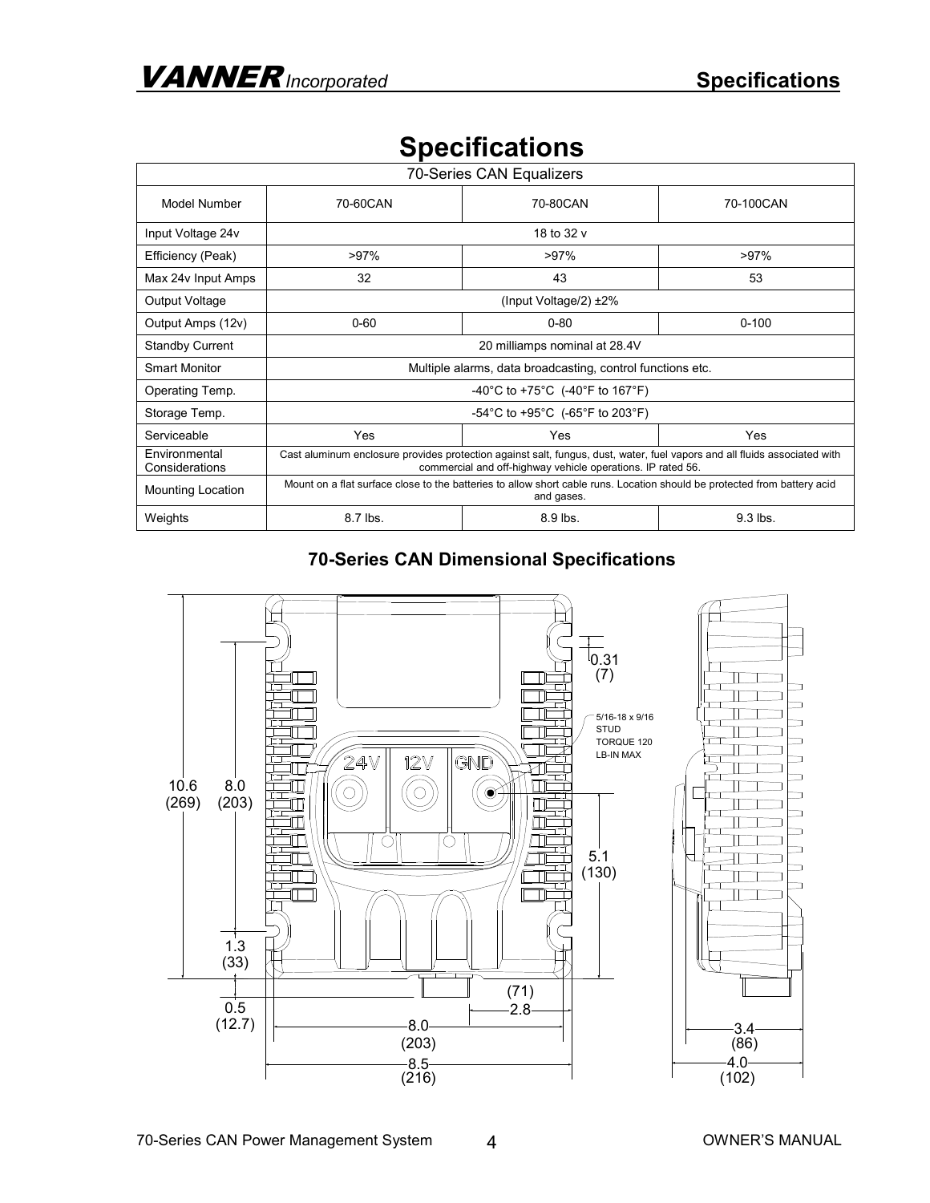# Specifications

| 70-Series CAN Equalizers | | | |
|---|---|---|---|
| Model Number | 70-60CAN | 70-80CAN | 70-100CAN |
| Input Voltage 24v | 18 to 32 v | | |
| Efficiency (Peak) | >97% | >97% | >97% |
| Max 24v Input Amps | 32 | 43 | 53 |
| Output Voltage | (Input Voltage/2) ±2% | | |
| Output Amps (12v) | 0-60 | 0-80 | 0-100 |
| Standby Current | 20 milliamps nominal at 28.4V | | |
| Smart Monitor | Multiple alarms, data broadcasting, control functions etc. | | |
| Operating Temp. | -40°C to +75°C (-40°F to 167°F) | | |
| Storage Temp. | -54°C to +95°C (-65°F to 203°F) | | |
| Serviceable | Yes | Yes | Yes |
| Environmental Considerations | Cast aluminum enclosure provides protection against salt, fungus, dust, water, fuel vapors and all fluids associated with commercial and off-highway vehicle operations. IP rated 56. | | |
| Mounting Location | Mount on a flat surface close to the batteries to allow short cable runs. Location should be protected from battery acid and gases. | | |
| Weights | 8.7 lbs. | 8.9 lbs. | 9.3 lbs. |

### 70-Series CAN Dimensional Specifications

24V 12V GND

5/16-18 x 9/16 STUD TORQUE 120 LB-IN MAX

10.6 (269) 8.0 (203) 1.3 (33) 0.5 (12.7) 0.31 (7) 5.1 (130) (71) 2.8 8.0 (203) 8.5 (216) 3.4 (86) 4.0 (102)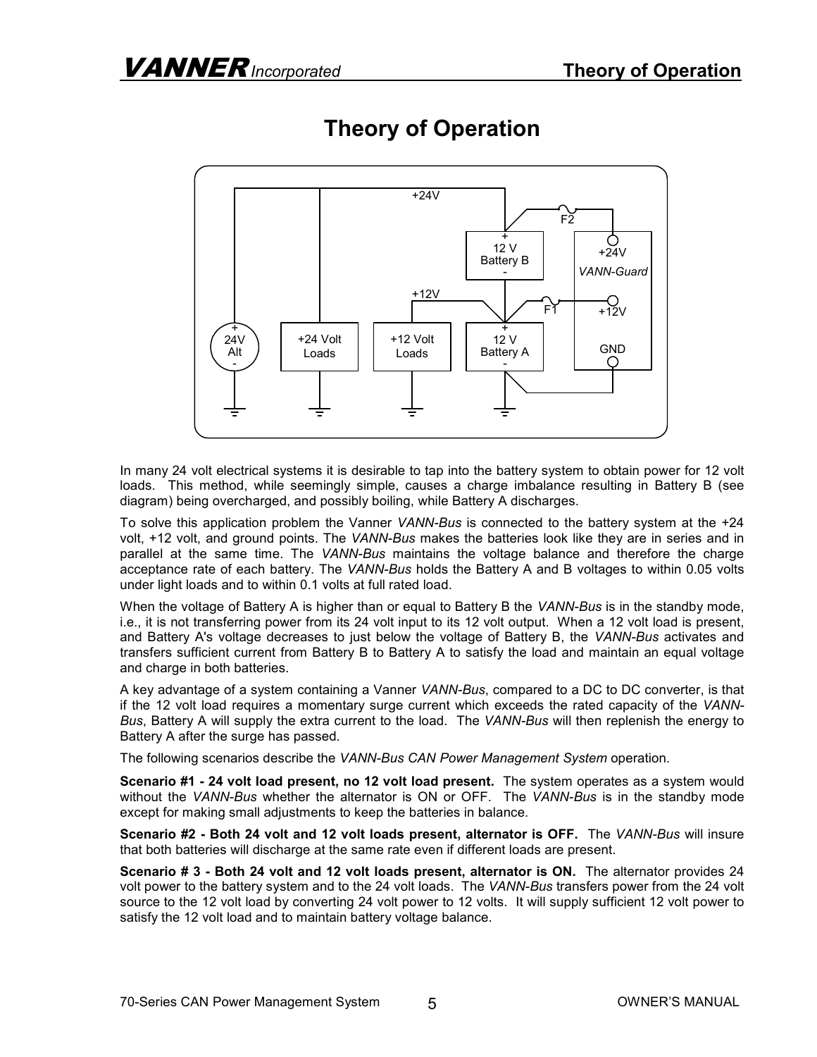# Theory of Operation

In many 24 volt electrical systems it is desirable to tap into the battery system to obtain power for 12 volt loads. This method, while seemingly simple, causes a charge imbalance resulting in Battery B (see diagram) being overcharged, and possibly boiling, while Battery A discharges.

To solve this application problem the Vanner *VANN-Bus* is connected to the battery system at the +24 volt, +12 volt, and ground points. The *VANN-Bus* makes the batteries look like they are in series and in parallel at the same time. The *VANN-Bus* maintains the voltage balance and therefore the charge acceptance rate of each battery. The *VANN-Bus* holds the Battery A and B voltages to within 0.05 volts under light loads and to within 0.1 volts at full rated load.

When the voltage of Battery A is higher than or equal to Battery B the *VANN-Bus* is in the standby mode, i.e., it is not transferring power from its 24 volt input to its 12 volt output. When a 12 volt load is present, and Battery A's voltage decreases to just below the voltage of Battery B, the *VANN-Bus* activates and transfers sufficient current from Battery B to Battery A to satisfy the load and maintain an equal voltage and charge in both batteries.

A key advantage of a system containing a Vanner *VANN-Bus*, compared to a DC to DC converter, is that if the 12 volt load requires a momentary surge current which exceeds the rated capacity of the *VANN-Bus*, Battery A will supply the extra current to the load. The *VANN-Bus* will then replenish the energy to Battery A after the surge has passed.

The following scenarios describe the *VANN-Bus CAN Power Management System* operation.

**Scenario #1 - 24 volt load present, no 12 volt load present.** The system operates as a system would without the *VANN-Bus* whether the alternator is ON or OFF. The *VANN-Bus* is in the standby mode except for making small adjustments to keep the batteries in balance.

**Scenario #2 - Both 24 volt and 12 volt loads present, alternator is OFF.** The *VANN-Bus* will insure that both batteries will discharge at the same rate even if different loads are present.

**Scenario # 3 - Both 24 volt and 12 volt loads present, alternator is ON.** The alternator provides 24 volt power to the battery system and to the 24 volt loads. The *VANN-Bus* transfers power from the 24 volt source to the 12 volt load by converting 24 volt power to 12 volts. It will supply sufficient 12 volt power to satisfy the 12 volt load and to maintain battery voltage balance.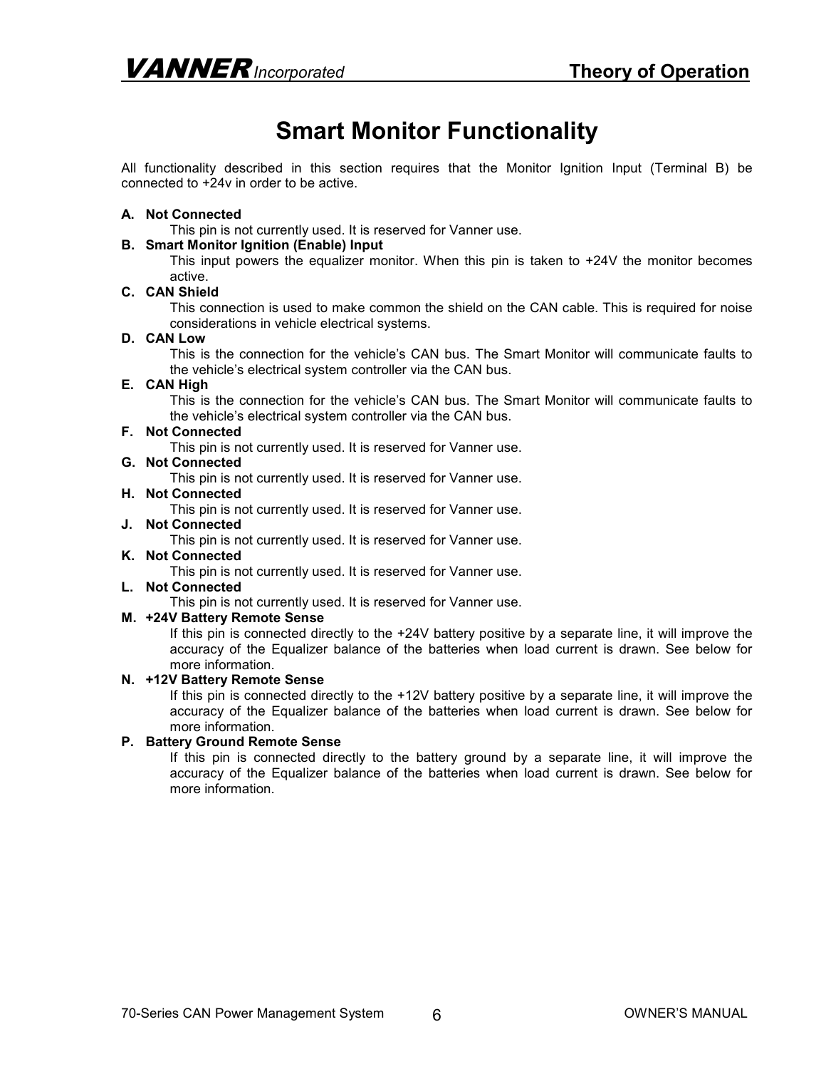# Smart Monitor Functionality

All functionality described in this section requires that the Monitor Ignition Input (Terminal B) be connected to +24v in order to be active.

**A. Not Connected**
This pin is not currently used. It is reserved for Vanner use.

**B. Smart Monitor Ignition (Enable) Input**
This input powers the equalizer monitor. When this pin is taken to +24V the monitor becomes active.

**C. CAN Shield**
This connection is used to make common the shield on the CAN cable. This is required for noise considerations in vehicle electrical systems.

**D. CAN Low**
This is the connection for the vehicle's CAN bus. The Smart Monitor will communicate faults to the vehicle's electrical system controller via the CAN bus.

**E. CAN High**
This is the connection for the vehicle's CAN bus. The Smart Monitor will communicate faults to the vehicle's electrical system controller via the CAN bus.

**F. Not Connected**
This pin is not currently used. It is reserved for Vanner use.

**G. Not Connected**
This pin is not currently used. It is reserved for Vanner use.

**H. Not Connected**
This pin is not currently used. It is reserved for Vanner use.

**J. Not Connected**
This pin is not currently used. It is reserved for Vanner use.

**K. Not Connected**
This pin is not currently used. It is reserved for Vanner use.

**L. Not Connected**
This pin is not currently used. It is reserved for Vanner use.

**M. +24V Battery Remote Sense**
If this pin is connected directly to the +24V battery positive by a separate line, it will improve the accuracy of the Equalizer balance of the batteries when load current is drawn. See below for more information.

**N. +12V Battery Remote Sense**
If this pin is connected directly to the +12V battery positive by a separate line, it will improve the accuracy of the Equalizer balance of the batteries when load current is drawn. See below for more information.

**P. Battery Ground Remote Sense**
If this pin is connected directly to the battery ground by a separate line, it will improve the accuracy of the Equalizer balance of the batteries when load current is drawn. See below for more information.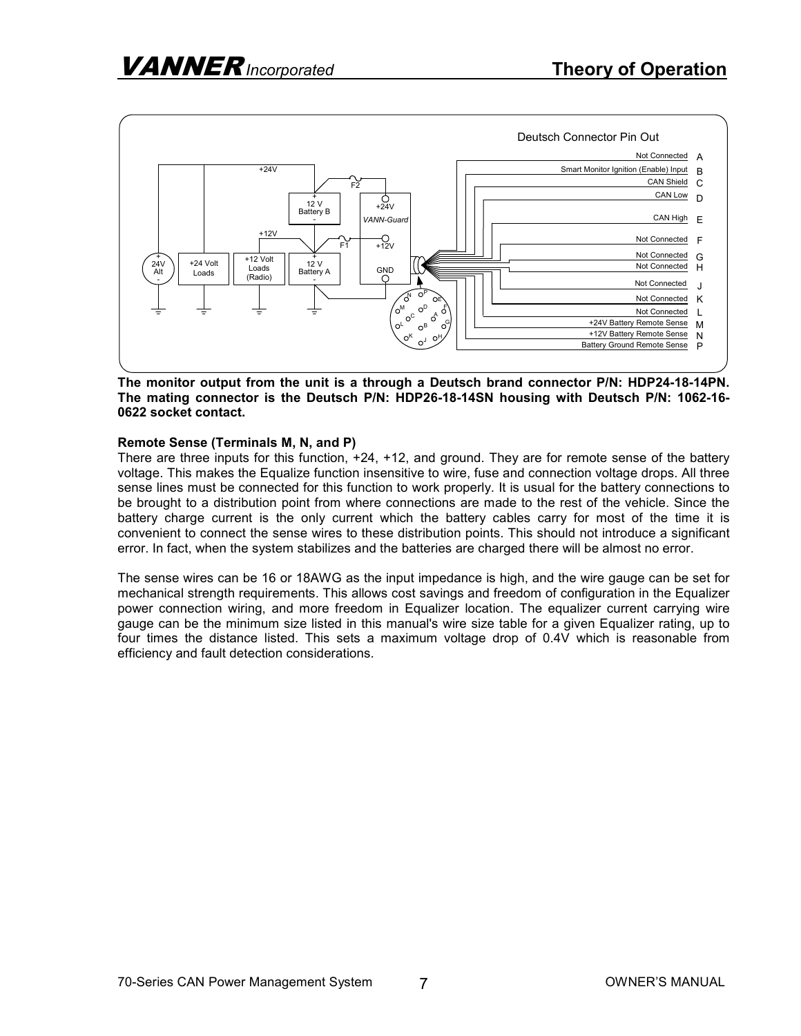**Deutsch Connector Pin Out**

| Pin | Function |
|---|---|
| A | Not Connected |
| B | Smart Monitor Ignition (Enable) Input |
| C | CAN Shield |
| D | CAN Low |
| E | CAN High |
| F | Not Connected |
| G | Not Connected |
| H | Not Connected |
| J | Not Connected |
| K | Not Connected |
| L | Not Connected |
| M | +24V Battery Remote Sense |
| N | +12V Battery Remote Sense |
| P | Battery Ground Remote Sense |

**The monitor output from the unit is a through a Deutsch brand connector P/N: HDP24-18-14PN. The mating connector is the Deutsch P/N: HDP26-18-14SN housing with Deutsch P/N: 1062-16-0622 socket contact.**

**Remote Sense (Terminals M, N, and P)**

There are three inputs for this function, +24, +12, and ground. They are for remote sense of the battery voltage. This makes the Equalize function insensitive to wire, fuse and connection voltage drops. All three sense lines must be connected for this function to work properly. It is usual for the battery connections to be brought to a distribution point from where connections are made to the rest of the vehicle. Since the battery charge current is the only current which the battery cables carry for most of the time it is convenient to connect the sense wires to these distribution points. This should not introduce a significant error. In fact, when the system stabilizes and the batteries are charged there will be almost no error.

The sense wires can be 16 or 18AWG as the input impedance is high, and the wire gauge can be set for mechanical strength requirements. This allows cost savings and freedom of configuration in the Equalizer power connection wiring, and more freedom in Equalizer location. The equalizer current carrying wire gauge can be the minimum size listed in this manual's wire size table for a given Equalizer rating, up to four times the distance listed. This sets a maximum voltage drop of 0.4V which is reasonable from efficiency and fault detection considerations.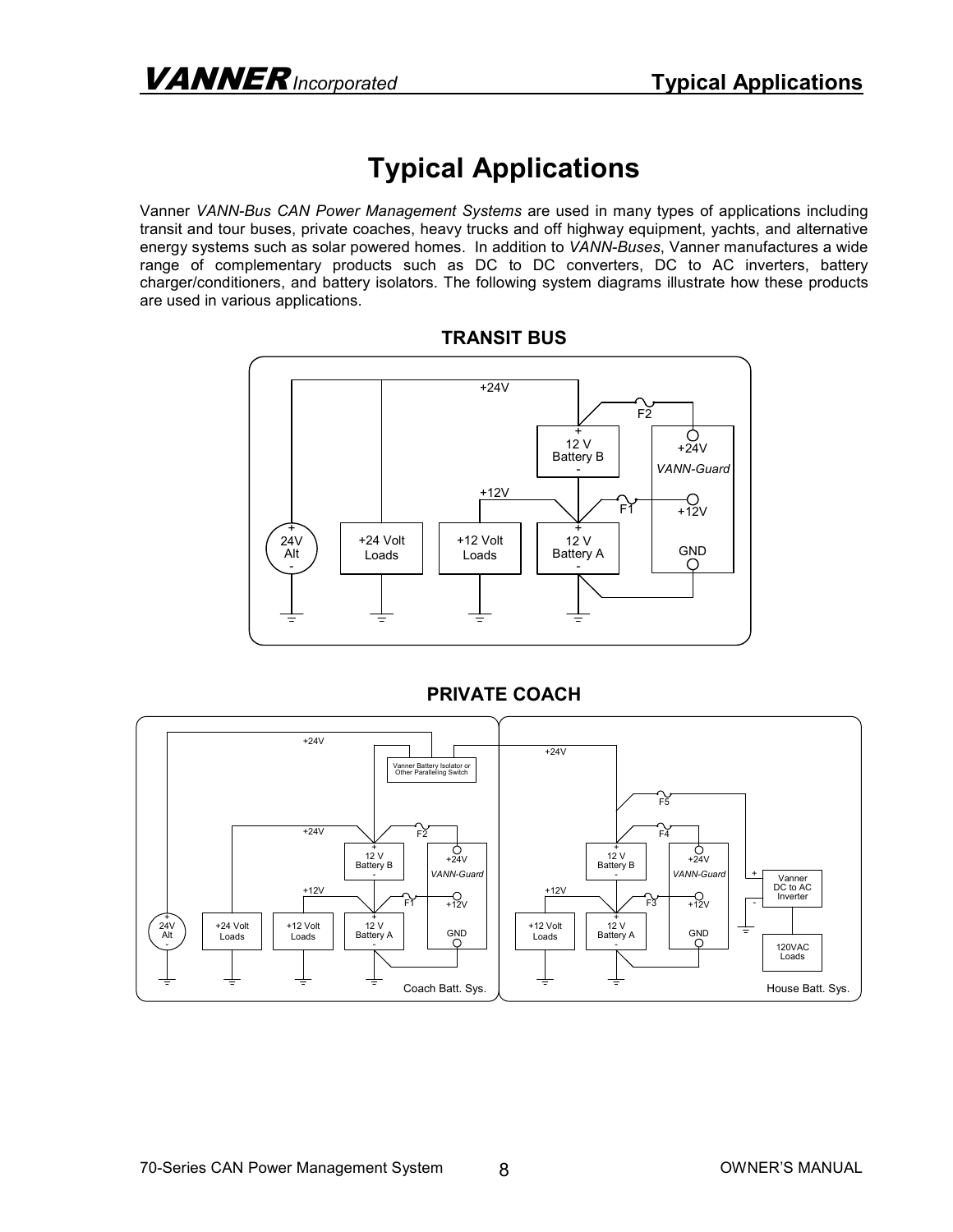# Typical Applications

Vanner *VANN-Bus CAN Power Management Systems* are used in many types of applications including transit and tour buses, private coaches, heavy trucks and off highway equipment, yachts, and alternative energy systems such as solar powered homes. In addition to *VANN-Buses*, Vanner manufactures a wide range of complementary products such as DC to DC converters, DC to AC inverters, battery charger/conditioners, and battery isolators. The following system diagrams illustrate how these products are used in various applications.

## TRANSIT BUS

## PRIVATE COACH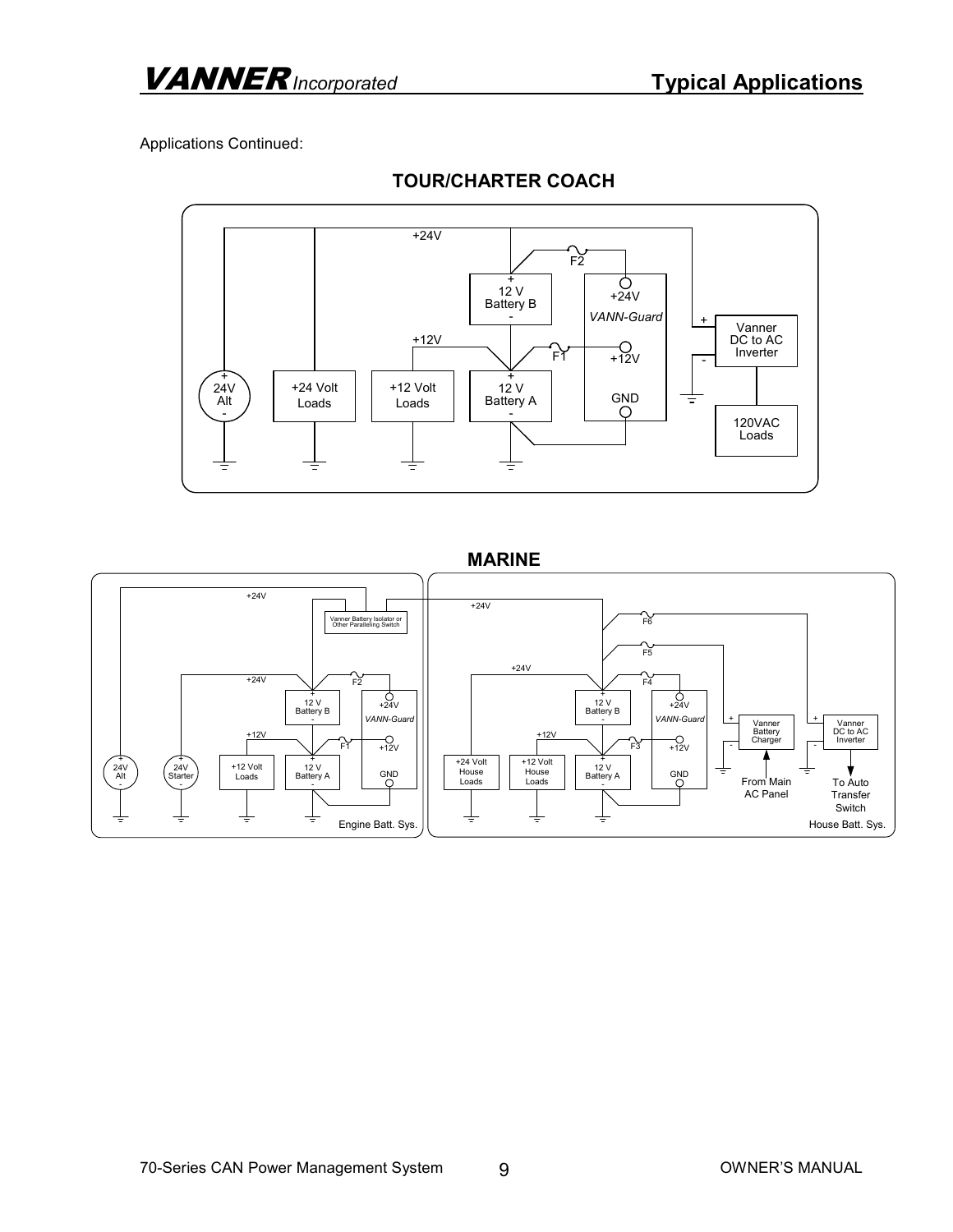Applications Continued:

## TOUR/CHARTER COACH

## MARINE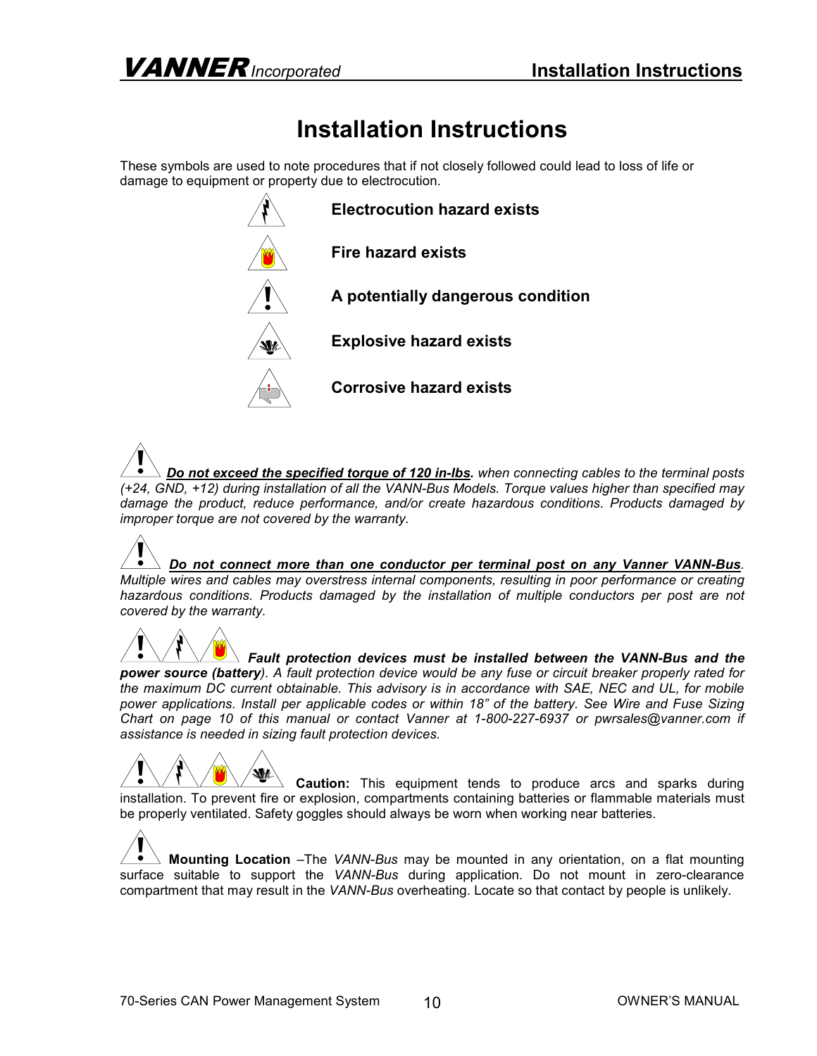# Installation Instructions

These symbols are used to note procedures that if not closely followed could lead to loss of life or damage to equipment or property due to electrocution.

**Electrocution hazard exists**

**Fire hazard exists**

**A potentially dangerous condition**

**Explosive hazard exists**

**Corrosive hazard exists**

***Do not exceed the specified torque of 120 in-lbs.*** *when connecting cables to the terminal posts (+24, GND, +12) during installation of all the VANN-Bus Models. Torque values higher than specified may damage the product, reduce performance, and/or create hazardous conditions. Products damaged by improper torque are not covered by the warranty.*

***Do not connect more than one conductor per terminal post on any Vanner VANN-Bus****. Multiple wires and cables may overstress internal components, resulting in poor performance or creating hazardous conditions. Products damaged by the installation of multiple conductors per post are not covered by the warranty.*

***Fault protection devices must be installed between the VANN-Bus and the power source (battery****). A fault protection device would be any fuse or circuit breaker properly rated for the maximum DC current obtainable. This advisory is in accordance with SAE, NEC and UL, for mobile power applications. Install per applicable codes or within 18" of the battery. See Wire and Fuse Sizing Chart on page 10 of this manual or contact Vanner at 1-800-227-6937 or pwrsales@vanner.com if assistance is needed in sizing fault protection devices.*

**Caution:** This equipment tends to produce arcs and sparks during installation. To prevent fire or explosion, compartments containing batteries or flammable materials must be properly ventilated. Safety goggles should always be worn when working near batteries.

**Mounting Location** –The *VANN-Bus* may be mounted in any orientation, on a flat mounting surface suitable to support the *VANN-Bus* during application. Do not mount in zero-clearance compartment that may result in the *VANN-Bus* overheating. Locate so that contact by people is unlikely.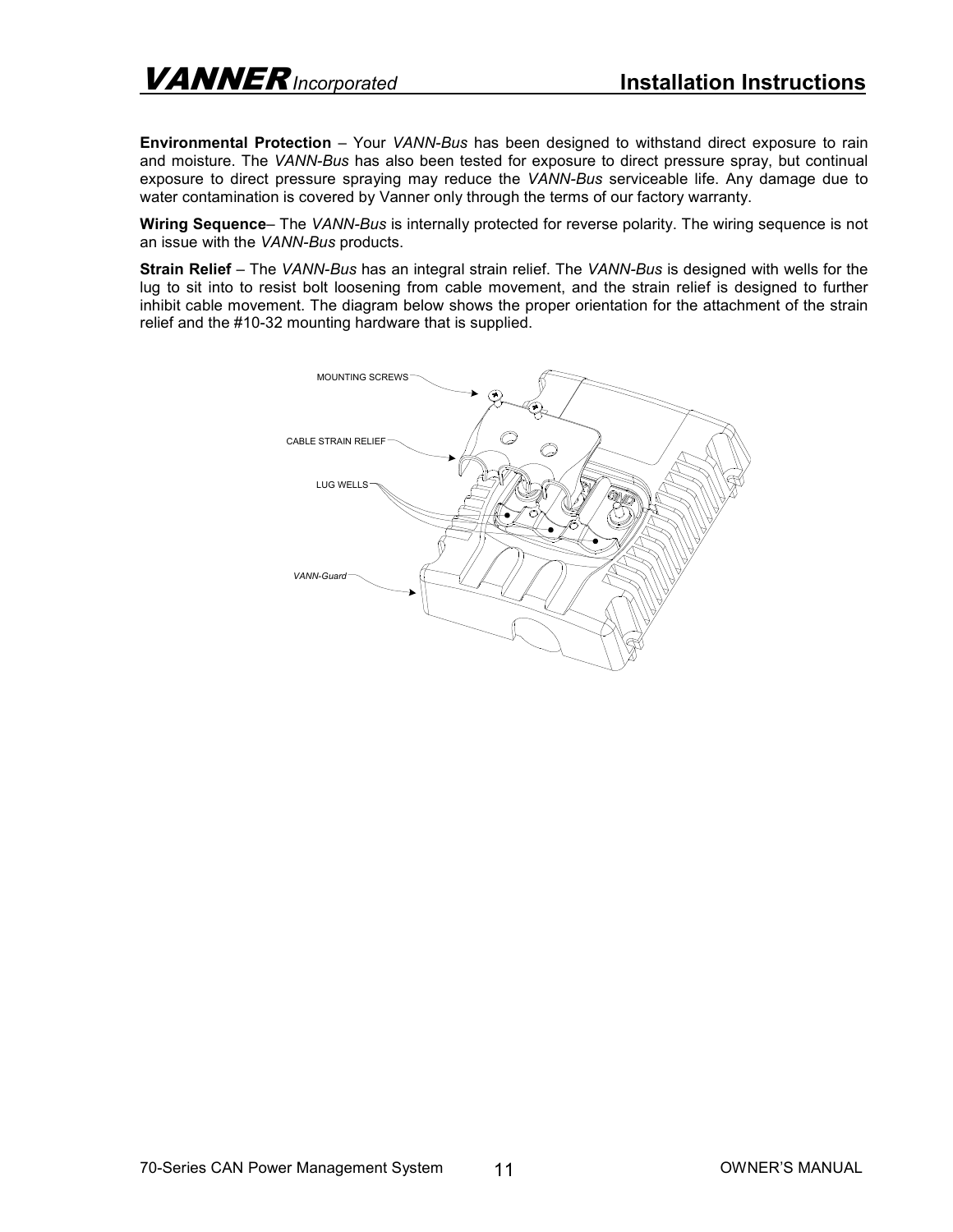**Environmental Protection** – Your *VANN-Bus* has been designed to withstand direct exposure to rain and moisture. The *VANN-Bus* has also been tested for exposure to direct pressure spray, but continual exposure to direct pressure spraying may reduce the *VANN-Bus* serviceable life. Any damage due to water contamination is covered by Vanner only through the terms of our factory warranty.

**Wiring Sequence**– The *VANN-Bus* is internally protected for reverse polarity. The wiring sequence is not an issue with the *VANN-Bus* products.

**Strain Relief** – The *VANN-Bus* has an integral strain relief. The *VANN-Bus* is designed with wells for the lug to sit into to resist bolt loosening from cable movement, and the strain relief is designed to further inhibit cable movement. The diagram below shows the proper orientation for the attachment of the strain relief and the #10-32 mounting hardware that is supplied.

MOUNTING SCREWS

CABLE STRAIN RELIEF

LUG WELLS

*VANN-Guard*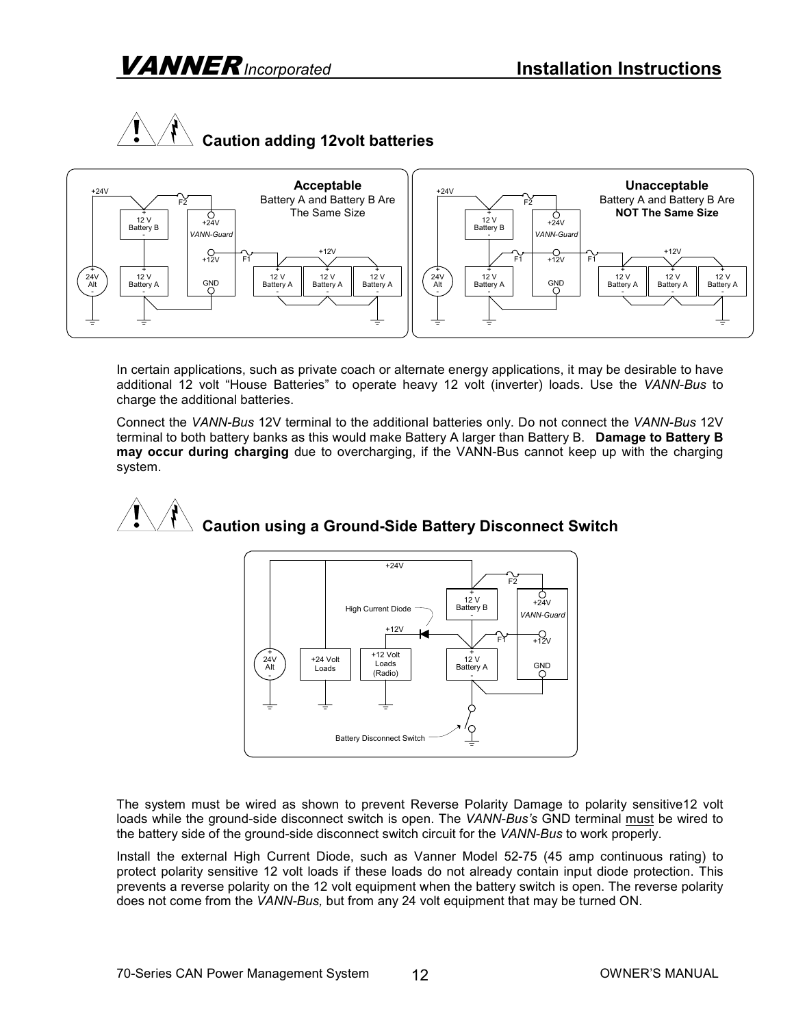## Caution adding 12volt batteries

In certain applications, such as private coach or alternate energy applications, it may be desirable to have additional 12 volt “House Batteries” to operate heavy 12 volt (inverter) loads. Use the *VANN-Bus* to charge the additional batteries.

Connect the *VANN-Bus* 12V terminal to the additional batteries only. Do not connect the *VANN-Bus* 12V terminal to both battery banks as this would make Battery A larger than Battery B. **Damage to Battery B may occur during charging** due to overcharging, if the VANN-Bus cannot keep up with the charging system.

## Caution using a Ground-Side Battery Disconnect Switch

The system must be wired as shown to prevent Reverse Polarity Damage to polarity sensitive12 volt loads while the ground-side disconnect switch is open. The *VANN-Bus's* GND terminal must be wired to the battery side of the ground-side disconnect switch circuit for the *VANN-Bus* to work properly.

Install the external High Current Diode, such as Vanner Model 52-75 (45 amp continuous rating) to protect polarity sensitive 12 volt loads if these loads do not already contain input diode protection. This prevents a reverse polarity on the 12 volt equipment when the battery switch is open. The reverse polarity does not come from the *VANN-Bus,* but from any 24 volt equipment that may be turned ON.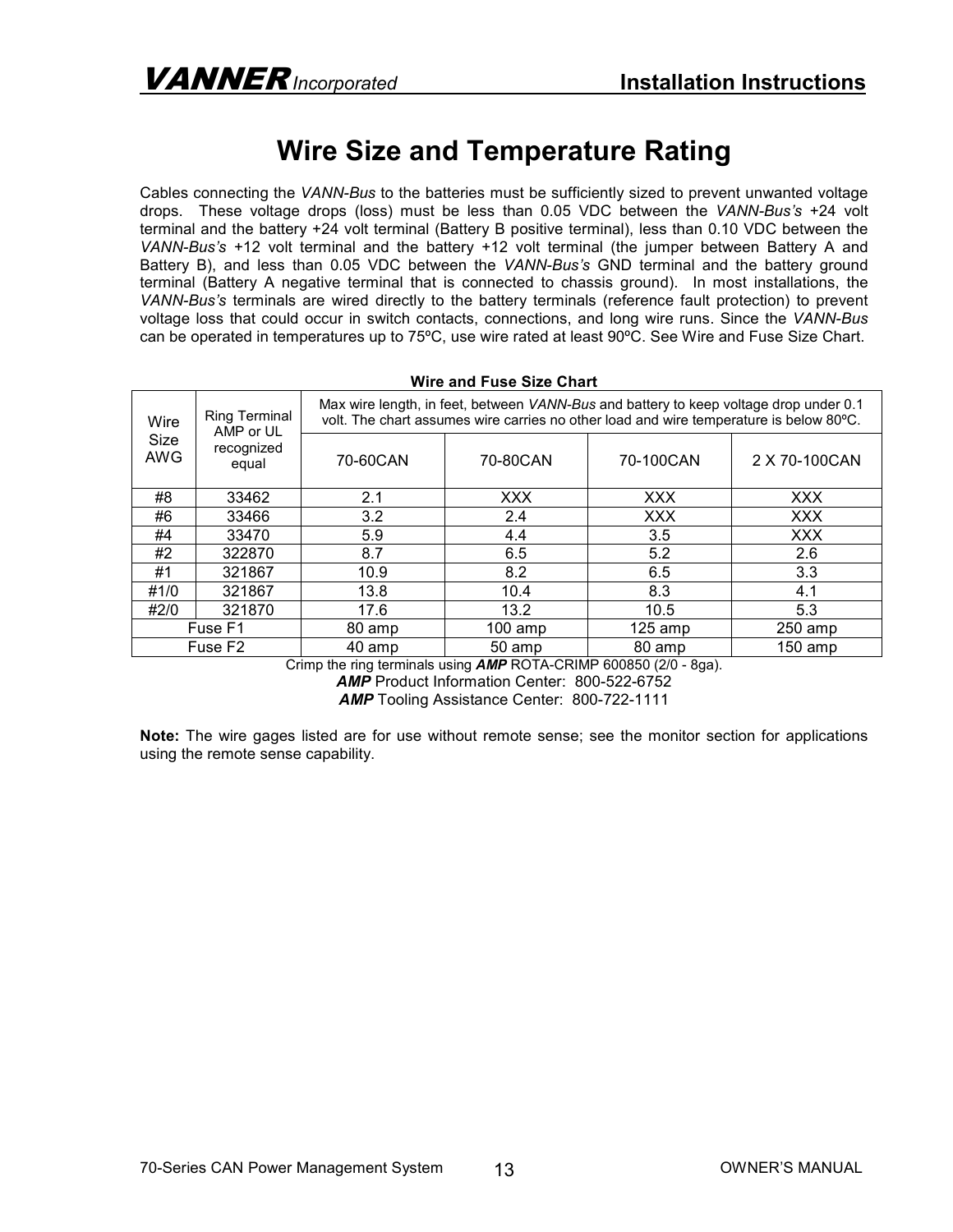# Wire Size and Temperature Rating

Cables connecting the *VANN-Bus* to the batteries must be sufficiently sized to prevent unwanted voltage drops. These voltage drops (loss) must be less than 0.05 VDC between the *VANN-Bus's* +24 volt terminal and the battery +24 volt terminal (Battery B positive terminal), less than 0.10 VDC between the *VANN-Bus's* +12 volt terminal and the battery +12 volt terminal (the jumper between Battery A and Battery B), and less than 0.05 VDC between the *VANN-Bus's* GND terminal and the battery ground terminal (Battery A negative terminal that is connected to chassis ground). In most installations, the *VANN-Bus's* terminals are wired directly to the battery terminals (reference fault protection) to prevent voltage loss that could occur in switch contacts, connections, and long wire runs. Since the *VANN-Bus* can be operated in temperatures up to 75ºC, use wire rated at least 90ºC. See Wire and Fuse Size Chart.

**Wire and Fuse Size Chart**

| Wire Size AWG | Ring Terminal AMP or UL recognized equal | Max wire length, in feet, between *VANN-Bus* and battery to keep voltage drop under 0.1 volt. The chart assumes wire carries no other load and wire temperature is below 80ºC. | | | |
|---|---|---|---|---|---|
| | | 70-60CAN | 70-80CAN | 70-100CAN | 2 X 70-100CAN |
| #8 | 33462 | 2.1 | XXX | XXX | XXX |
| #6 | 33466 | 3.2 | 2.4 | XXX | XXX |
| #4 | 33470 | 5.9 | 4.4 | 3.5 | XXX |
| #2 | 322870 | 8.7 | 6.5 | 5.2 | 2.6 |
| #1 | 321867 | 10.9 | 8.2 | 6.5 | 3.3 |
| #1/0 | 321867 | 13.8 | 10.4 | 8.3 | 4.1 |
| #2/0 | 321870 | 17.6 | 13.2 | 10.5 | 5.3 |
| Fuse F1 | | 80 amp | 100 amp | 125 amp | 250 amp |
| Fuse F2 | | 40 amp | 50 amp | 80 amp | 150 amp |

Crimp the ring terminals using ***AMP*** ROTA-CRIMP 600850 (2/0 - 8ga).

***AMP*** Product Information Center: 800-522-6752

***AMP*** Tooling Assistance Center: 800-722-1111

**Note:** The wire gages listed are for use without remote sense; see the monitor section for applications using the remote sense capability.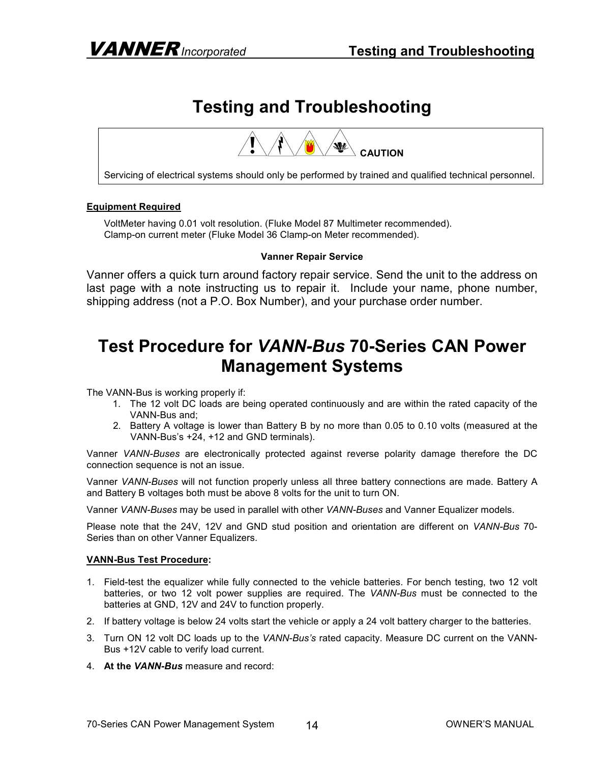# Testing and Troubleshooting

> **CAUTION**
>
> Servicing of electrical systems should only be performed by trained and qualified technical personnel.

**Equipment Required**

VoltMeter having 0.01 volt resolution. (Fluke Model 87 Multimeter recommended).
Clamp-on current meter (Fluke Model 36 Clamp-on Meter recommended).

**Vanner Repair Service**

Vanner offers a quick turn around factory repair service. Send the unit to the address on last page with a note instructing us to repair it. Include your name, phone number, shipping address (not a P.O. Box Number), and your purchase order number.

# Test Procedure for *VANN-Bus* 70-Series CAN Power Management Systems

The VANN-Bus is working properly if:

1. The 12 volt DC loads are being operated continuously and are within the rated capacity of the VANN-Bus and;
2. Battery A voltage is lower than Battery B by no more than 0.05 to 0.10 volts (measured at the VANN-Bus's +24, +12 and GND terminals).

Vanner *VANN-Buses* are electronically protected against reverse polarity damage therefore the DC connection sequence is not an issue.

Vanner *VANN-Buses* will not function properly unless all three battery connections are made. Battery A and Battery B voltages both must be above 8 volts for the unit to turn ON.

Vanner *VANN-Buses* may be used in parallel with other *VANN-Buses* and Vanner Equalizer models.

Please note that the 24V, 12V and GND stud position and orientation are different on *VANN-Bus* 70-Series than on other Vanner Equalizers.

**VANN-Bus Test Procedure:**

1. Field-test the equalizer while fully connected to the vehicle batteries. For bench testing, two 12 volt batteries, or two 12 volt power supplies are required. The *VANN-Bus* must be connected to the batteries at GND, 12V and 24V to function properly.
2. If battery voltage is below 24 volts start the vehicle or apply a 24 volt battery charger to the batteries.
3. Turn ON 12 volt DC loads up to the *VANN-Bus's* rated capacity. Measure DC current on the VANN-Bus +12V cable to verify load current.
4. **At the *VANN-Bus*** measure and record: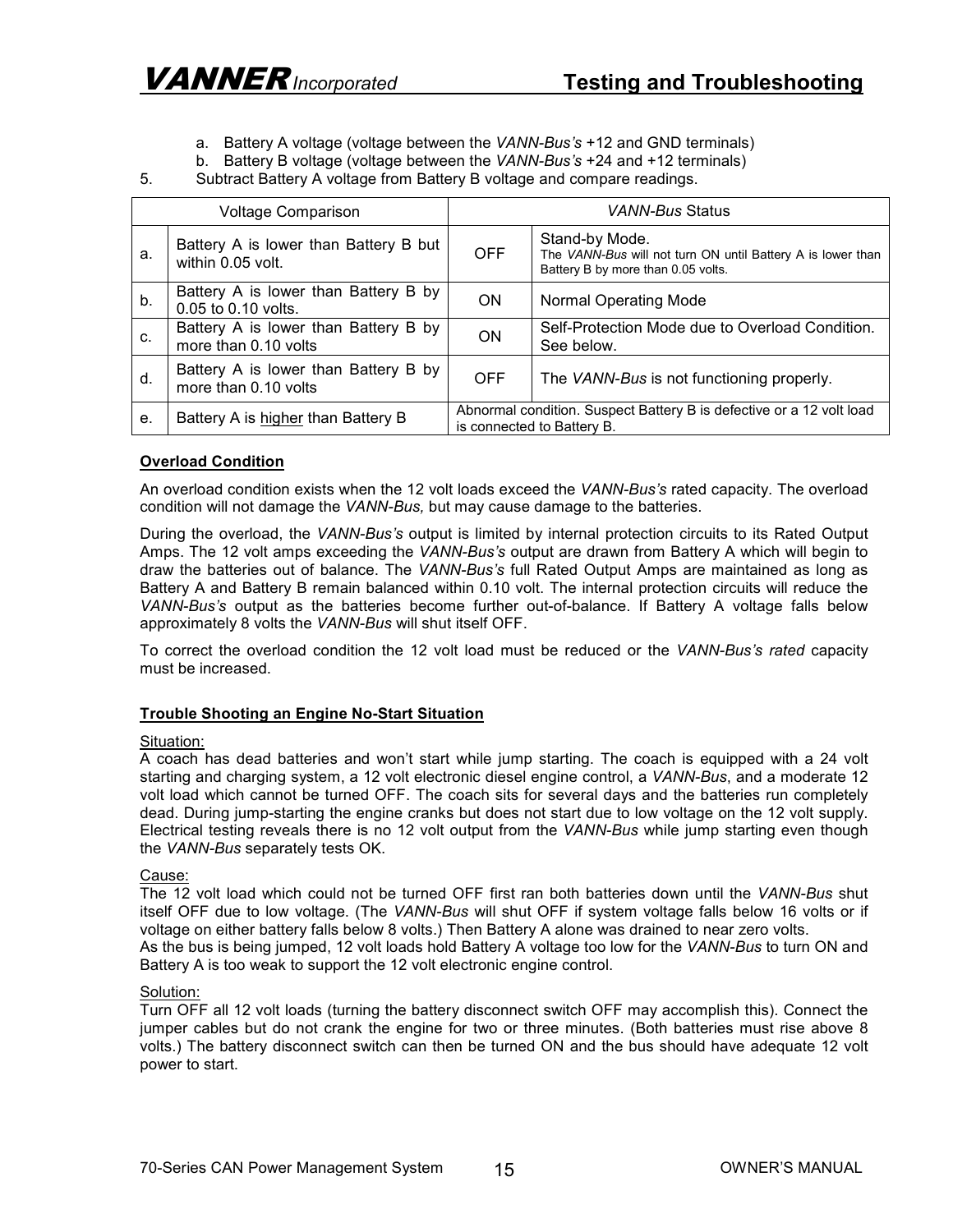a. Battery A voltage (voltage between the *VANN-Bus's* +12 and GND terminals)
b. Battery B voltage (voltage between the *VANN-Bus's* +24 and +12 terminals)

5. Subtract Battery A voltage from Battery B voltage and compare readings.

| Voltage Comparison | | *VANN-Bus* Status | |
|---|---|---|---|
| a. | Battery A is lower than Battery B but within 0.05 volt. | OFF | Stand-by Mode. The *VANN-Bus* will not turn ON until Battery A is lower than Battery B by more than 0.05 volts. |
| b. | Battery A is lower than Battery B by 0.05 to 0.10 volts. | ON | Normal Operating Mode |
| c. | Battery A is lower than Battery B by more than 0.10 volts | ON | Self-Protection Mode due to Overload Condition. See below. |
| d. | Battery A is lower than Battery B by more than 0.10 volts | OFF | The *VANN-Bus* is not functioning properly. |
| e. | Battery A is higher than Battery B | Abnormal condition. Suspect Battery B is defective or a 12 volt load is connected to Battery B. | |

**Overload Condition**

An overload condition exists when the 12 volt loads exceed the *VANN-Bus's* rated capacity. The overload condition will not damage the *VANN-Bus,* but may cause damage to the batteries.

During the overload, the *VANN-Bus's* output is limited by internal protection circuits to its Rated Output Amps. The 12 volt amps exceeding the *VANN-Bus's* output are drawn from Battery A which will begin to draw the batteries out of balance. The *VANN-Bus's* full Rated Output Amps are maintained as long as Battery A and Battery B remain balanced within 0.10 volt. The internal protection circuits will reduce the *VANN-Bus's* output as the batteries become further out-of-balance. If Battery A voltage falls below approximately 8 volts the *VANN-Bus* will shut itself OFF.

To correct the overload condition the 12 volt load must be reduced or the *VANN-Bus's rated* capacity must be increased.

**Trouble Shooting an Engine No-Start Situation**

Situation:
A coach has dead batteries and won't start while jump starting. The coach is equipped with a 24 volt starting and charging system, a 12 volt electronic diesel engine control, a *VANN-Bus*, and a moderate 12 volt load which cannot be turned OFF. The coach sits for several days and the batteries run completely dead. During jump-starting the engine cranks but does not start due to low voltage on the 12 volt supply. Electrical testing reveals there is no 12 volt output from the *VANN-Bus* while jump starting even though the *VANN-Bus* separately tests OK.

Cause:
The 12 volt load which could not be turned OFF first ran both batteries down until the *VANN-Bus* shut itself OFF due to low voltage. (The *VANN-Bus* will shut OFF if system voltage falls below 16 volts or if voltage on either battery falls below 8 volts.) Then Battery A alone was drained to near zero volts.
As the bus is being jumped, 12 volt loads hold Battery A voltage too low for the *VANN-Bus* to turn ON and Battery A is too weak to support the 12 volt electronic engine control.

Solution:
Turn OFF all 12 volt loads (turning the battery disconnect switch OFF may accomplish this). Connect the jumper cables but do not crank the engine for two or three minutes. (Both batteries must rise above 8 volts.) The battery disconnect switch can then be turned ON and the bus should have adequate 12 volt power to start.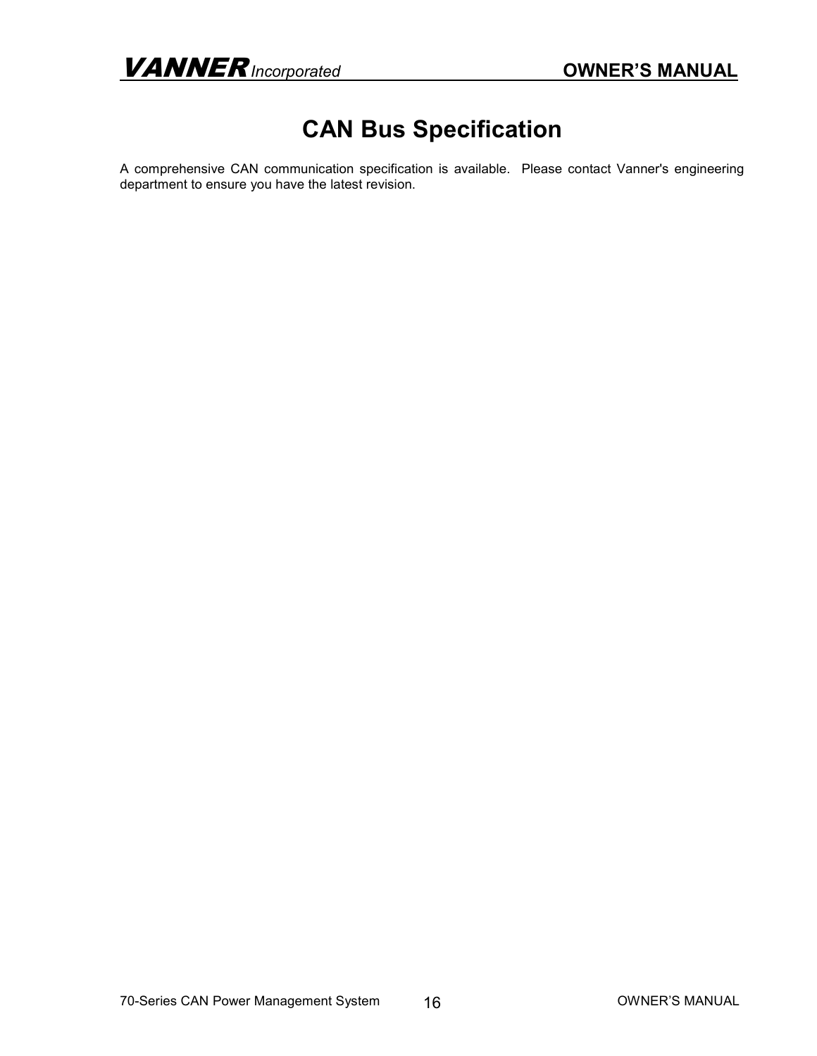# CAN Bus Specification

A comprehensive CAN communication specification is available. Please contact Vanner's engineering department to ensure you have the latest revision.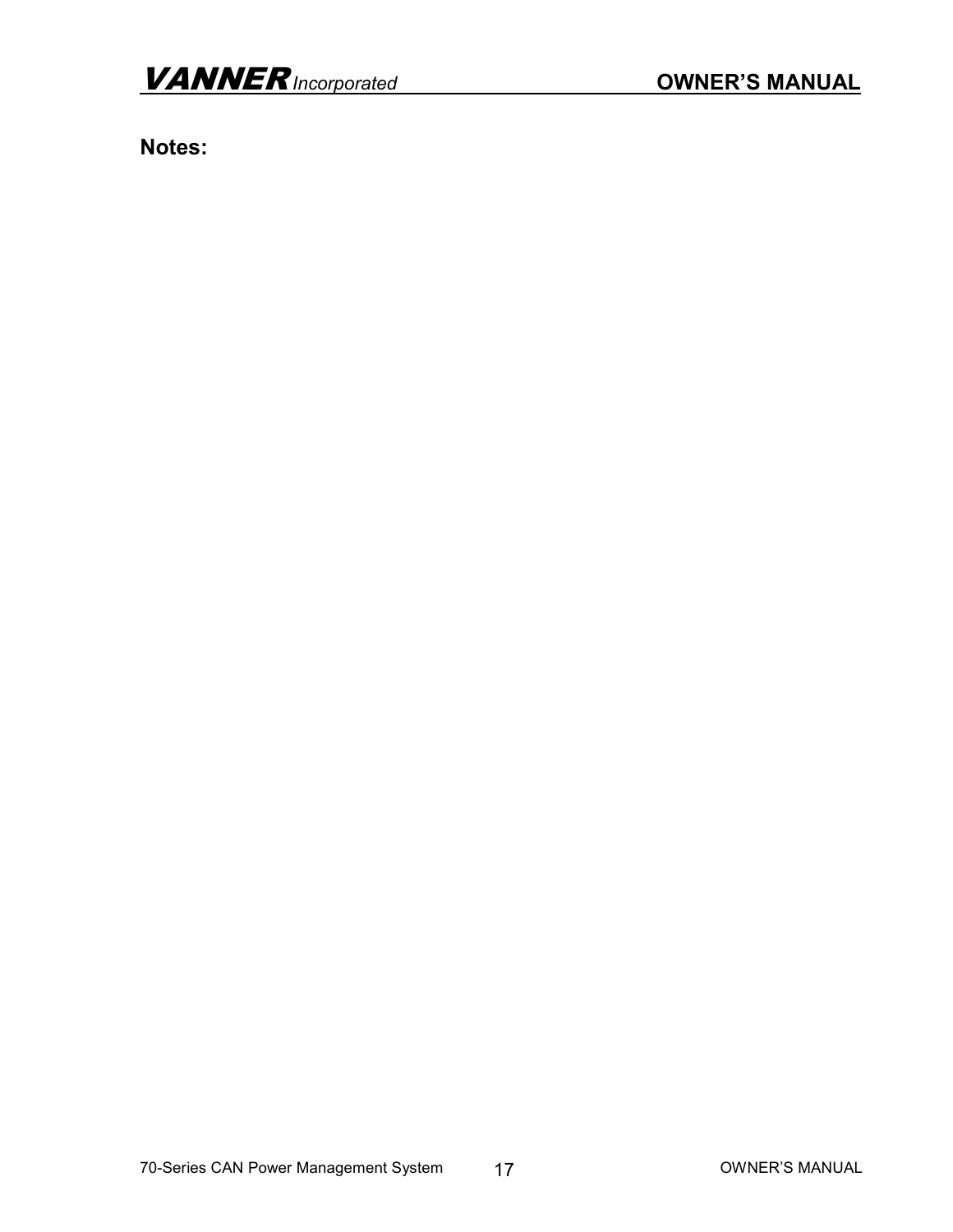**Notes:**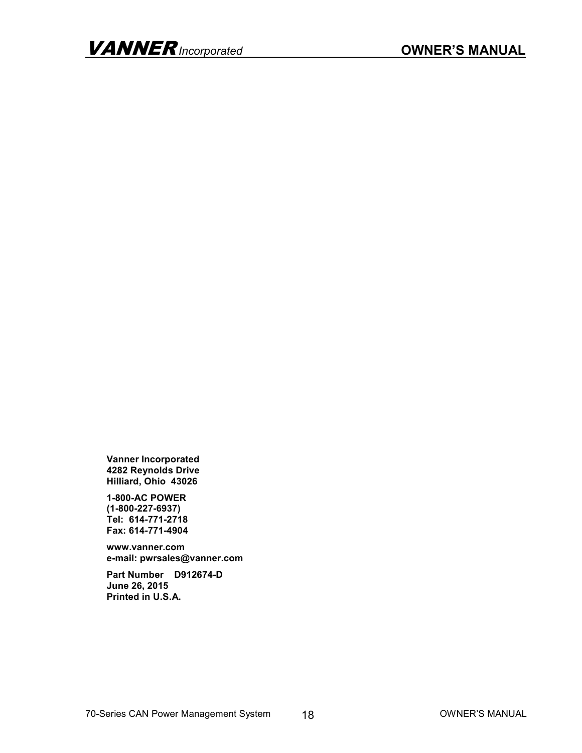**Vanner Incorporated**
**4282 Reynolds Drive**
**Hilliard, Ohio 43026**

**1-800-AC POWER**
**(1-800-227-6937)**
**Tel: 614-771-2718**
**Fax: 614-771-4904**

**www.vanner.com**
**e-mail: pwrsales@vanner.com**

**Part Number D912674-D**
**June 26, 2015**
**Printed in U.S.A.**